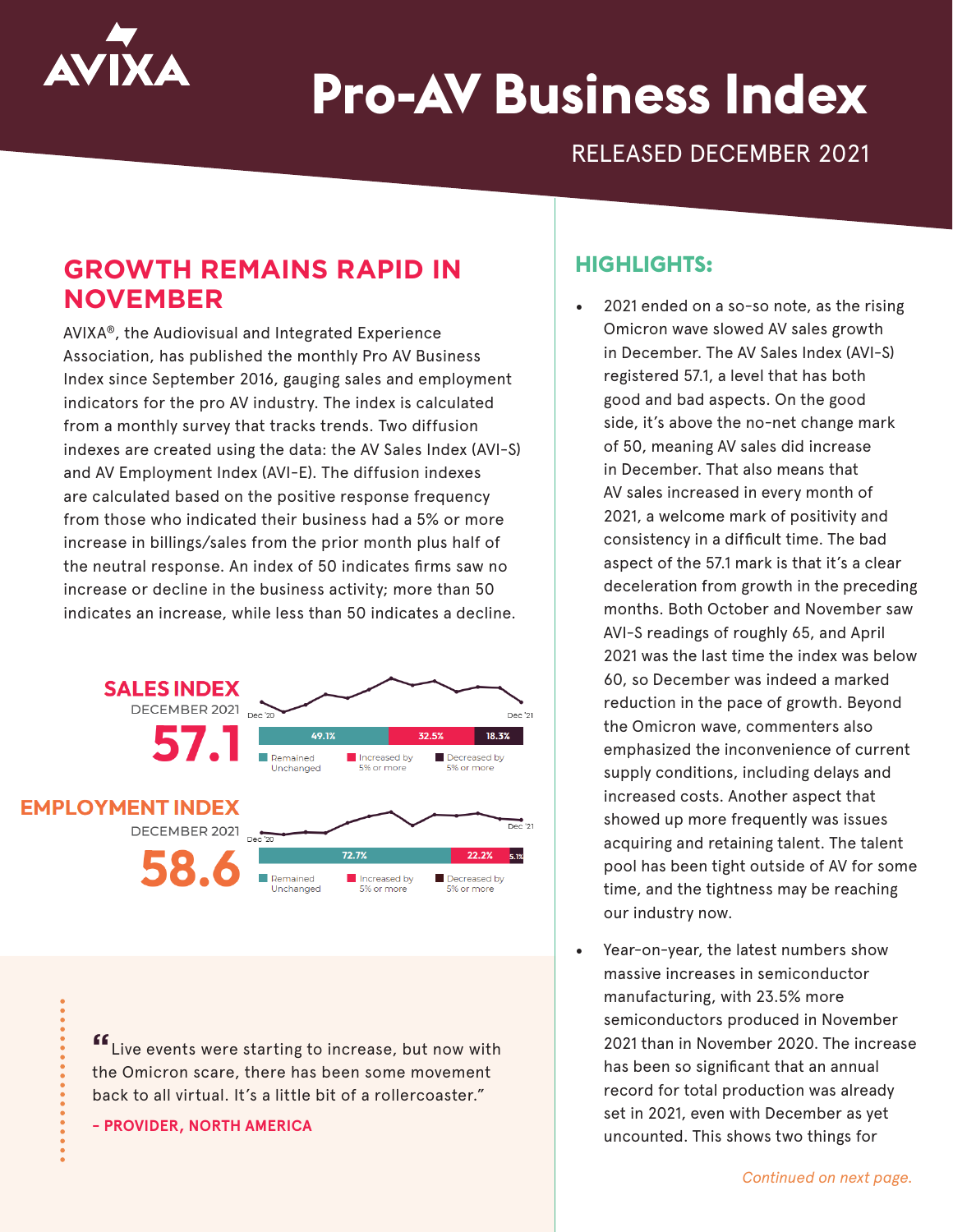# Pro-AV Business Index

RELEASED DECEMBER 2021

## GROWTH REMAINS RAPID IN NOVEMBER

AVIXA®, the Audiovisual and Integrated Experience Association, has published the monthly Pro AV Business Index since September 2016, gauging sales and employment indicators for the pro AV industry. The index is calculated from a monthly survey that tracks trends. Two diffusion indexes are created using the data: the AV Sales Index (AVI-S) and AV Employment Index (AVI-E). The diffusion indexes are calculated based on the positive response frequency from those who indicated their business had a 5% or more increase in billings/sales from the prior month plus half of the neutral response. An index of 50 indicates firms saw no increase or decline in the business activity; more than 50 indicates an increase, while less than 50 indicates a decline.

**SALES INDEX**
DECEMBER 2021
**57.1**

| Remained Unchanged | Increased by 5% or more | Decreased by 5% or more |
|---|---|---|
| 49.1% | 32.5% | 18.3% |

**EMPLOYMENT INDEX**
DECEMBER 2021
**58.6**

| Remained Unchanged | Increased by 5% or more | Decreased by 5% or more |
|---|---|---|
| 72.7% | 22.2% | 5.1% |

"Live events were starting to increase, but now with the Omicron scare, there has been some movement back to all virtual. It's a little bit of a rollercoaster."

– PROVIDER, NORTH AMERICA

## HIGHLIGHTS:

- 2021 ended on a so-so note, as the rising Omicron wave slowed AV sales growth in December. The AV Sales Index (AVI-S) registered 57.1, a level that has both good and bad aspects. On the good side, it's above the no-net change mark of 50, meaning AV sales did increase in December. That also means that AV sales increased in every month of 2021, a welcome mark of positivity and consistency in a difficult time. The bad aspect of the 57.1 mark is that it's a clear deceleration from growth in the preceding months. Both October and November saw AVI-S readings of roughly 65, and April 2021 was the last time the index was below 60, so December was indeed a marked reduction in the pace of growth. Beyond the Omicron wave, commenters also emphasized the inconvenience of current supply conditions, including delays and increased costs. Another aspect that showed up more frequently was issues acquiring and retaining talent. The talent pool has been tight outside of AV for some time, and the tightness may be reaching our industry now.
- Year-on-year, the latest numbers show massive increases in semiconductor manufacturing, with 23.5% more semiconductors produced in November 2021 than in November 2020. The increase has been so significant that an annual record for total production was already set in 2021, even with December as yet uncounted. This shows two things for

*Continued on next page.*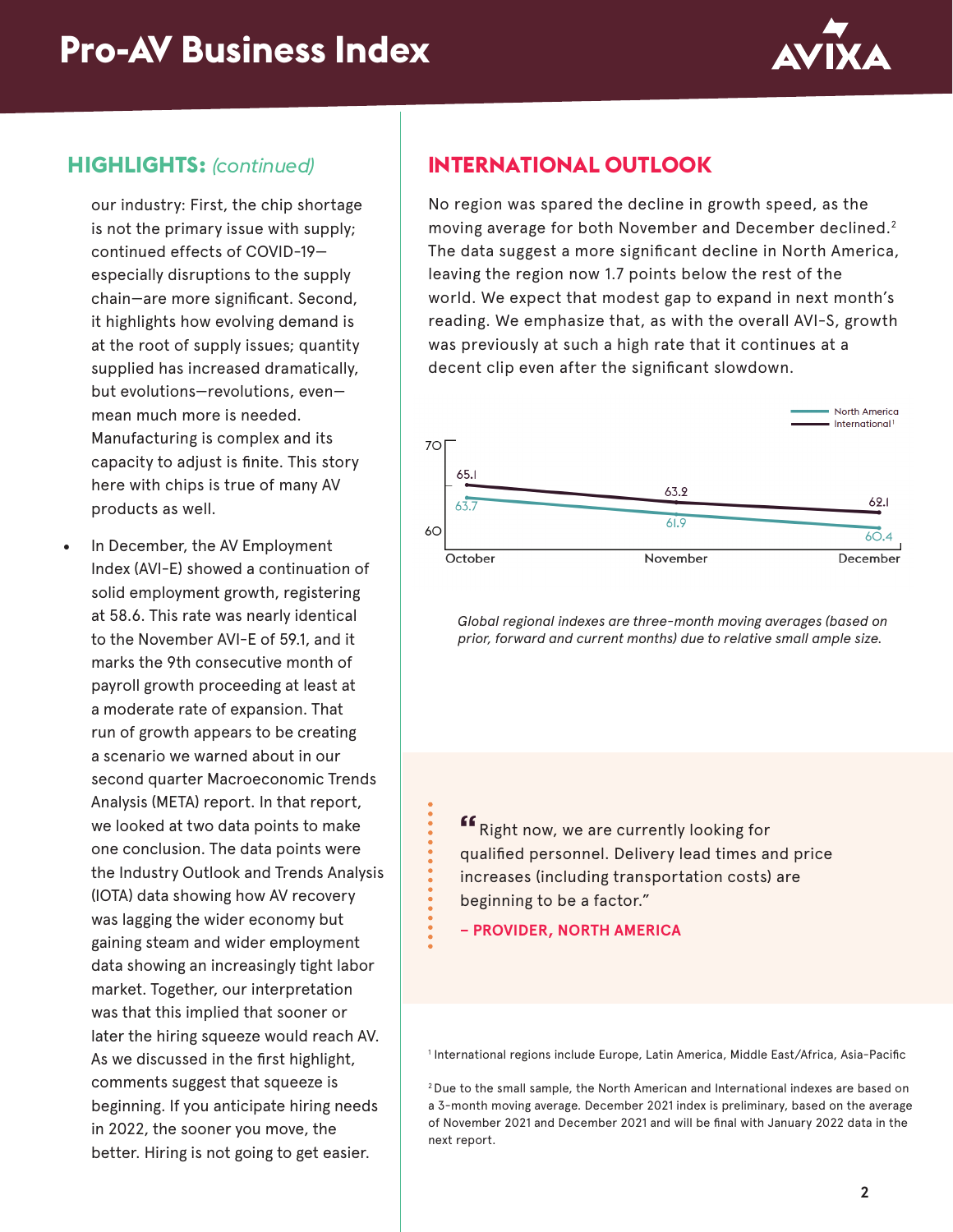## HIGHLIGHTS: *(continued)*

our industry: First, the chip shortage is not the primary issue with supply; continued effects of COVID-19—especially disruptions to the supply chain—are more significant. Second, it highlights how evolving demand is at the root of supply issues; quantity supplied has increased dramatically, but evolutions—revolutions, even—mean much more is needed. Manufacturing is complex and its capacity to adjust is finite. This story here with chips is true of many AV products as well.

- In December, the AV Employment Index (AVI-E) showed a continuation of solid employment growth, registering at 58.6. This rate was nearly identical to the November AVI-E of 59.1, and it marks the 9th consecutive month of payroll growth proceeding at least at a moderate rate of expansion. That run of growth appears to be creating a scenario we warned about in our second quarter Macroeconomic Trends Analysis (META) report. In that report, we looked at two data points to make one conclusion. The data points were the Industry Outlook and Trends Analysis (IOTA) data showing how AV recovery was lagging the wider economy but gaining steam and wider employment data showing an increasingly tight labor market. Together, our interpretation was that this implied that sooner or later the hiring squeeze would reach AV. As we discussed in the first highlight, comments suggest that squeeze is beginning. If you anticipate hiring needs in 2022, the sooner you move, the better. Hiring is not going to get easier.

## INTERNATIONAL OUTLOOK

No region was spared the decline in growth speed, as the moving average for both November and December declined.[2] The data suggest a more significant decline in North America, leaving the region now 1.7 points below the rest of the world. We expect that modest gap to expand in next month's reading. We emphasize that, as with the overall AVI-S, growth was previously at such a high rate that it continues at a decent clip even after the significant slowdown.

| | October | November | December |
|---|---|---|---|
| North America | 63.7 | 61.9 | 60.4 |
| International[1] | 65.1 | 63.2 | 62.1 |

*Global regional indexes are three-month moving averages (based on prior, forward and current months) due to relative small ample size.*

> "Right now, we are currently looking for qualified personnel. Delivery lead times and price increases (including transportation costs) are beginning to be a factor."
>
> **– PROVIDER, NORTH AMERICA**

[1] International regions include Europe, Latin America, Middle East/Africa, Asia-Pacific

[2] Due to the small sample, the North American and International indexes are based on a 3-month moving average. December 2021 index is preliminary, based on the average of November 2021 and December 2021 and will be final with January 2022 data in the next report.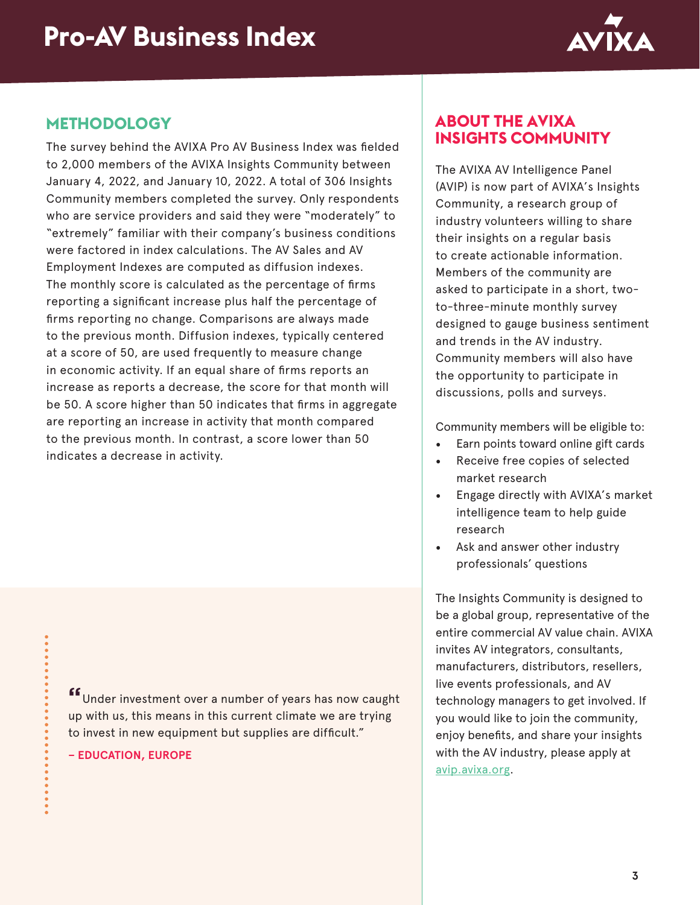## METHODOLOGY

The survey behind the AVIXA Pro AV Business Index was fielded to 2,000 members of the AVIXA Insights Community between January 4, 2022, and January 10, 2022. A total of 306 Insights Community members completed the survey. Only respondents who are service providers and said they were "moderately" to "extremely" familiar with their company's business conditions were factored in index calculations. The AV Sales and AV Employment Indexes are computed as diffusion indexes. The monthly score is calculated as the percentage of firms reporting a significant increase plus half the percentage of firms reporting no change. Comparisons are always made to the previous month. Diffusion indexes, typically centered at a score of 50, are used frequently to measure change in economic activity. If an equal share of firms reports an increase as reports a decrease, the score for that month will be 50. A score higher than 50 indicates that firms in aggregate are reporting an increase in activity that month compared to the previous month. In contrast, a score lower than 50 indicates a decrease in activity.

> "Under investment over a number of years has now caught up with us, this means in this current climate we are trying to invest in new equipment but supplies are difficult."
>
> **– EDUCATION, EUROPE**

## ABOUT THE AVIXA INSIGHTS COMMUNITY

The AVIXA AV Intelligence Panel (AVIP) is now part of AVIXA's Insights Community, a research group of industry volunteers willing to share their insights on a regular basis to create actionable information. Members of the community are asked to participate in a short, two-to-three-minute monthly survey designed to gauge business sentiment and trends in the AV industry. Community members will also have the opportunity to participate in discussions, polls and surveys.

Community members will be eligible to:

- Earn points toward online gift cards
- Receive free copies of selected market research
- Engage directly with AVIXA's market intelligence team to help guide research
- Ask and answer other industry professionals' questions

The Insights Community is designed to be a global group, representative of the entire commercial AV value chain. AVIXA invites AV integrators, consultants, manufacturers, distributors, resellers, live events professionals, and AV technology managers to get involved. If you would like to join the community, enjoy benefits, and share your insights with the AV industry, please apply at avip.avixa.org.